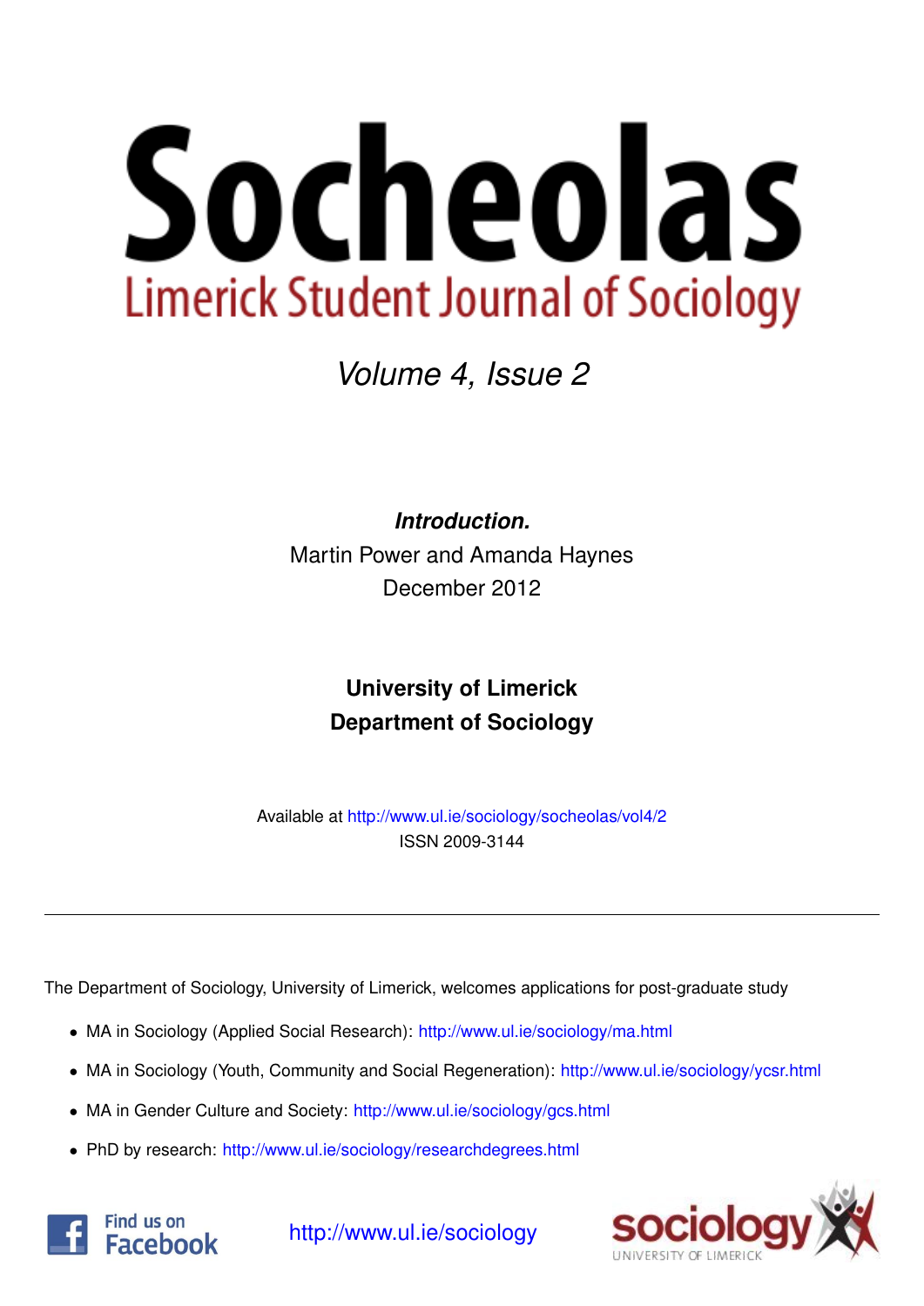# Socheolas

## Limerick Student Journal of Sociology

*Volume 4, Issue 2*

***Introduction.***

Martin Power and Amanda Haynes

December 2012

**University of Limerick**
**Department of Sociology**

Available at http://www.ul.ie/sociology/socheolas/vol4/2

ISSN 2009-3144

---

The Department of Sociology, University of Limerick, welcomes applications for post-graduate study

- MA in Sociology (Applied Social Research): http://www.ul.ie/sociology/ma.html
- MA in Sociology (Youth, Community and Social Regeneration): http://www.ul.ie/sociology/ycsr.html
- MA in Gender Culture and Society: http://www.ul.ie/sociology/gcs.html
- PhD by research: http://www.ul.ie/sociology/researchdegrees.html

Find us on Facebook

http://www.ul.ie/sociology

sociology UNIVERSITY OF LIMERICK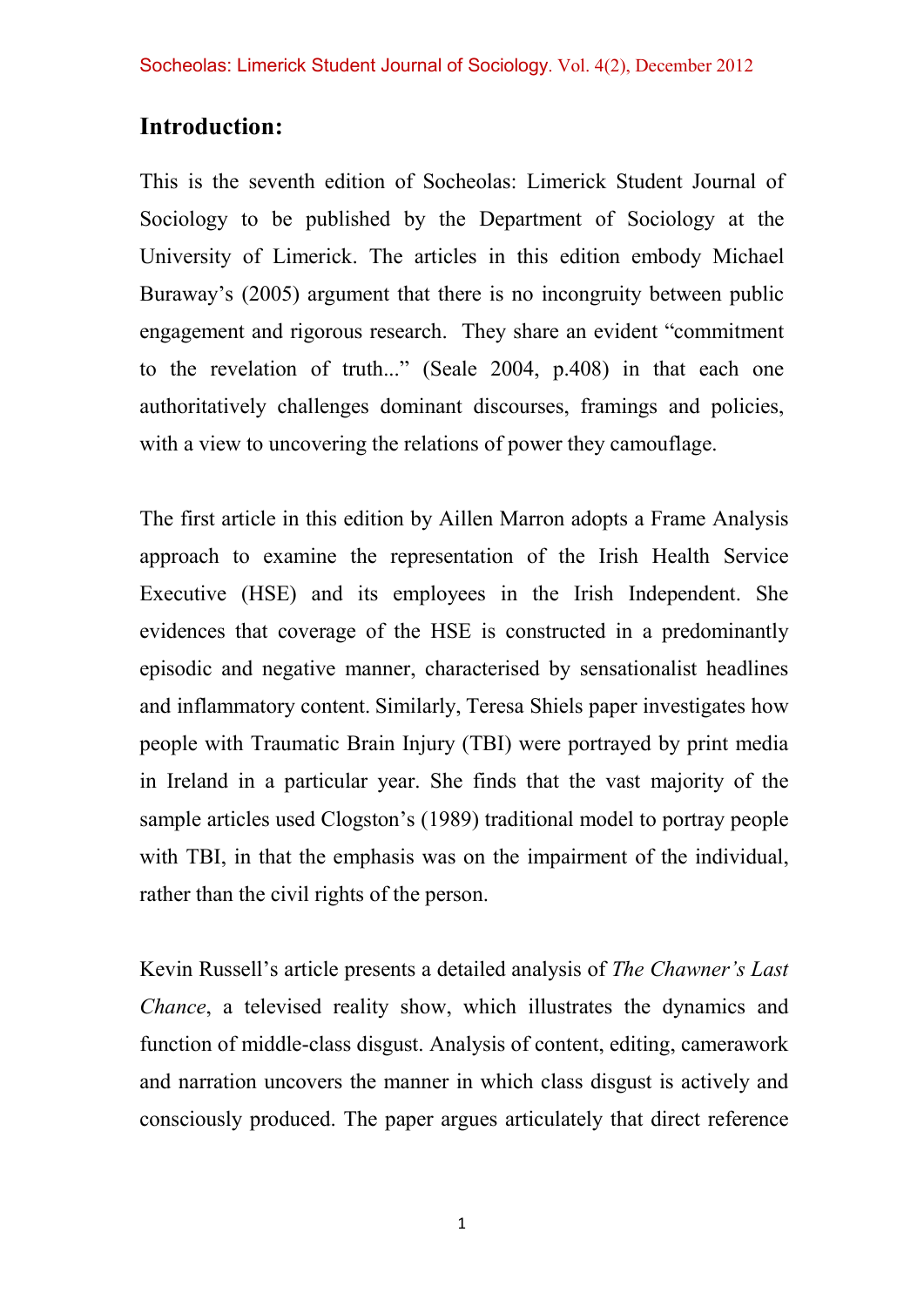## Introduction:

This is the seventh edition of Socheolas: Limerick Student Journal of Sociology to be published by the Department of Sociology at the University of Limerick. The articles in this edition embody Michael Buraway's (2005) argument that there is no incongruity between public engagement and rigorous research. They share an evident "commitment to the revelation of truth..." (Seale 2004, p.408) in that each one authoritatively challenges dominant discourses, framings and policies, with a view to uncovering the relations of power they camouflage.

The first article in this edition by Aillen Marron adopts a Frame Analysis approach to examine the representation of the Irish Health Service Executive (HSE) and its employees in the Irish Independent. She evidences that coverage of the HSE is constructed in a predominantly episodic and negative manner, characterised by sensationalist headlines and inflammatory content. Similarly, Teresa Shiels paper investigates how people with Traumatic Brain Injury (TBI) were portrayed by print media in Ireland in a particular year. She finds that the vast majority of the sample articles used Clogston's (1989) traditional model to portray people with TBI, in that the emphasis was on the impairment of the individual, rather than the civil rights of the person.

Kevin Russell's article presents a detailed analysis of *The Chawner's Last Chance*, a televised reality show, which illustrates the dynamics and function of middle-class disgust. Analysis of content, editing, camerawork and narration uncovers the manner in which class disgust is actively and consciously produced. The paper argues articulately that direct reference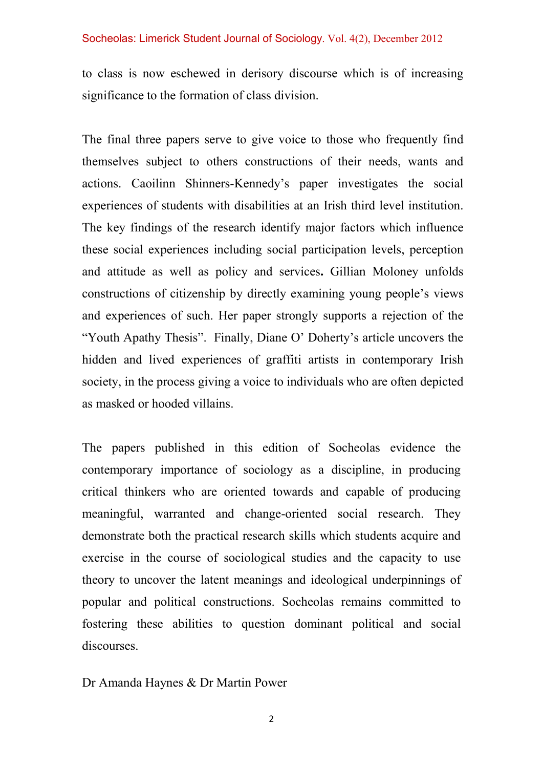to class is now eschewed in derisory discourse which is of increasing significance to the formation of class division.

The final three papers serve to give voice to those who frequently find themselves subject to others constructions of their needs, wants and actions. Caoilinn Shinners-Kennedy's paper investigates the social experiences of students with disabilities at an Irish third level institution. The key findings of the research identify major factors which influence these social experiences including social participation levels, perception and attitude as well as policy and services**.** Gillian Moloney unfolds constructions of citizenship by directly examining young people's views and experiences of such. Her paper strongly supports a rejection of the "Youth Apathy Thesis". Finally, Diane O' Doherty's article uncovers the hidden and lived experiences of graffiti artists in contemporary Irish society, in the process giving a voice to individuals who are often depicted as masked or hooded villains.

The papers published in this edition of Socheolas evidence the contemporary importance of sociology as a discipline, in producing critical thinkers who are oriented towards and capable of producing meaningful, warranted and change-oriented social research. They demonstrate both the practical research skills which students acquire and exercise in the course of sociological studies and the capacity to use theory to uncover the latent meanings and ideological underpinnings of popular and political constructions. Socheolas remains committed to fostering these abilities to question dominant political and social discourses.

Dr Amanda Haynes & Dr Martin Power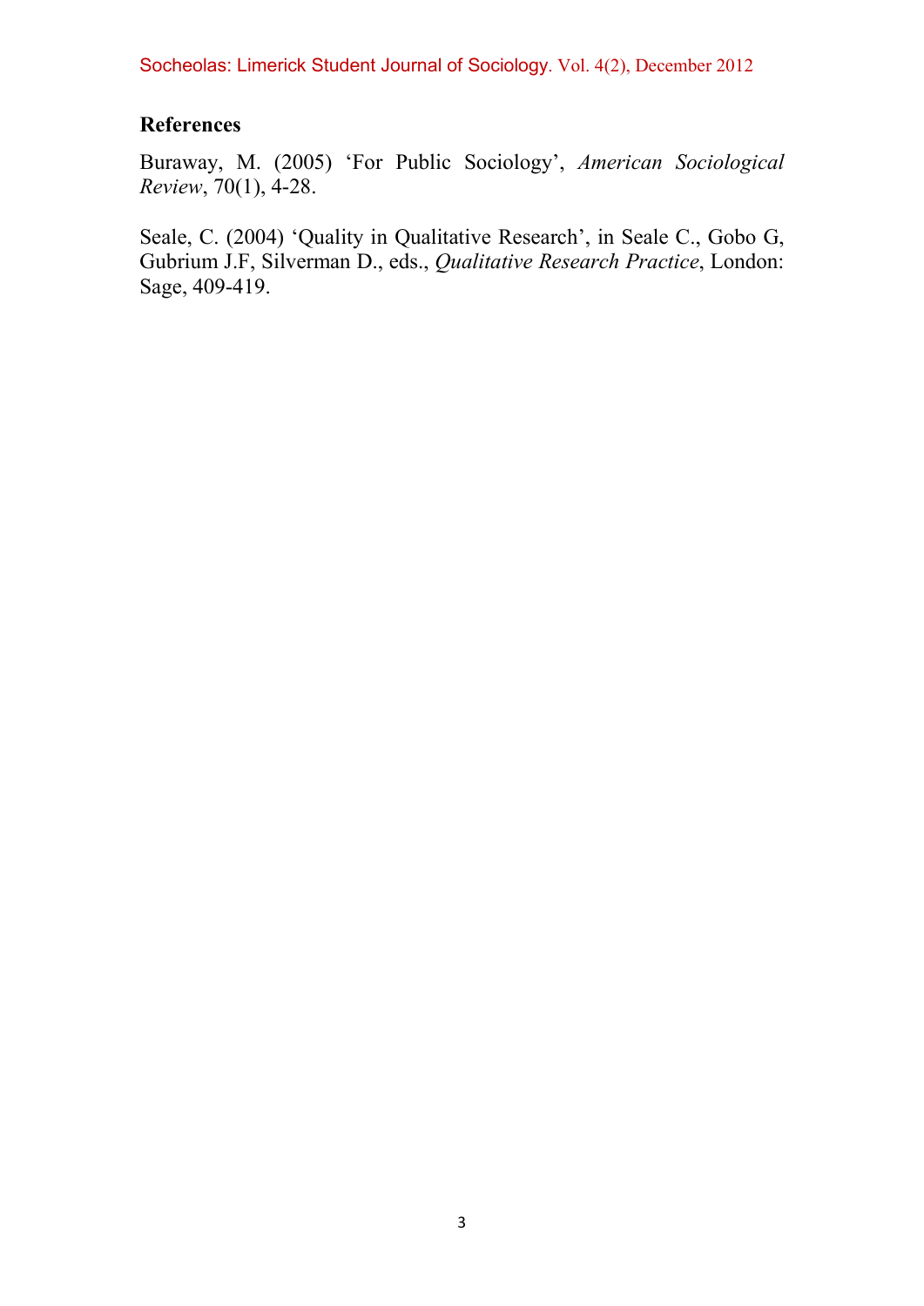## References

Buraway, M. (2005) 'For Public Sociology', *American Sociological Review*, 70(1), 4-28.

Seale, C. (2004) 'Quality in Qualitative Research', in Seale C., Gobo G, Gubrium J.F, Silverman D., eds., *Qualitative Research Practice*, London: Sage, 409-419.